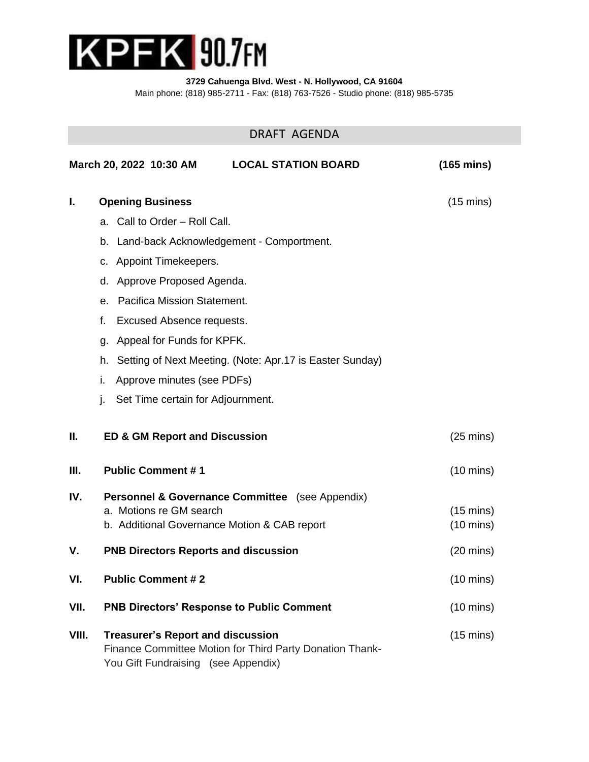# KPFK 90.7FM

**3729 Cahuenga Blvd. West - N. Hollywood, CA 91604**
Main phone: (818) 985-2711 - Fax: (818) 763-7526 - Studio phone: (818) 985-5735

## DRAFT AGENDA

**March 20, 2022 10:30 AM** **LOCAL STATION BOARD** **(165 mins)**

**I. Opening Business** (15 mins)

- a. Call to Order – Roll Call.
- b. Land-back Acknowledgement - Comportment.
- c. Appoint Timekeepers.
- d. Approve Proposed Agenda.
- e. Pacifica Mission Statement.
- f. Excused Absence requests.
- g. Appeal for Funds for KPFK.
- h. Setting of Next Meeting. (Note: Apr.17 is Easter Sunday)
- i. Approve minutes (see PDFs)
- j. Set Time certain for Adjournment.

**II. ED & GM Report and Discussion** (25 mins)

**III. Public Comment # 1** (10 mins)

**IV. Personnel & Governance Committee** (see Appendix)

- a. Motions re GM search (15 mins)
- b. Additional Governance Motion & CAB report (10 mins)

**V. PNB Directors Reports and discussion** (20 mins)

**VI. Public Comment # 2** (10 mins)

**VII. PNB Directors' Response to Public Comment** (10 mins)

**VIII. Treasurer's Report and discussion** (15 mins)
Finance Committee Motion for Third Party Donation Thank-You Gift Fundraising (see Appendix)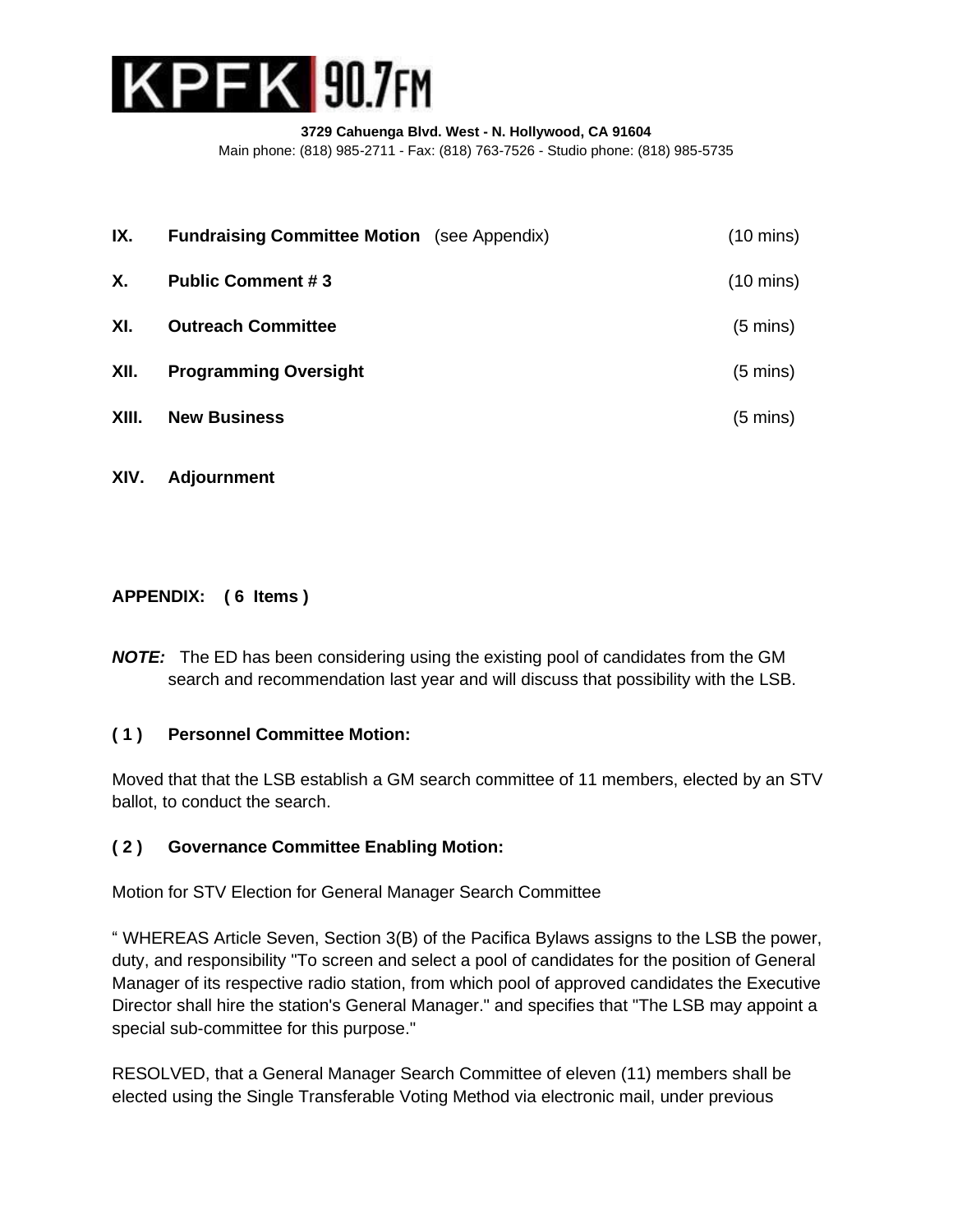**3729 Cahuenga Blvd. West - N. Hollywood, CA 91604**
Main phone: (818) 985-2711 - Fax: (818) 763-7526 - Studio phone: (818) 985-5735

| | | |
|---|---|---|
| **IX.** | **Fundraising Committee Motion** (see Appendix) | (10 mins) |
| **X.** | **Public Comment # 3** | (10 mins) |
| **XI.** | **Outreach Committee** | (5 mins) |
| **XII.** | **Programming Oversight** | (5 mins) |
| **XIII.** | **New Business** | (5 mins) |
| **XIV.** | **Adjournment** | |

**APPENDIX: ( 6 Items )**

***NOTE:*** The ED has been considering using the existing pool of candidates from the GM search and recommendation last year and will discuss that possibility with the LSB.

**( 1 ) Personnel Committee Motion:**

Moved that that the LSB establish a GM search committee of 11 members, elected by an STV ballot, to conduct the search.

**( 2 ) Governance Committee Enabling Motion:**

Motion for STV Election for General Manager Search Committee

" WHEREAS Article Seven, Section 3(B) of the Pacifica Bylaws assigns to the LSB the power, duty, and responsibility "To screen and select a pool of candidates for the position of General Manager of its respective radio station, from which pool of approved candidates the Executive Director shall hire the station's General Manager." and specifies that "The LSB may appoint a special sub-committee for this purpose."

RESOLVED, that a General Manager Search Committee of eleven (11) members shall be elected using the Single Transferable Voting Method via electronic mail, under previous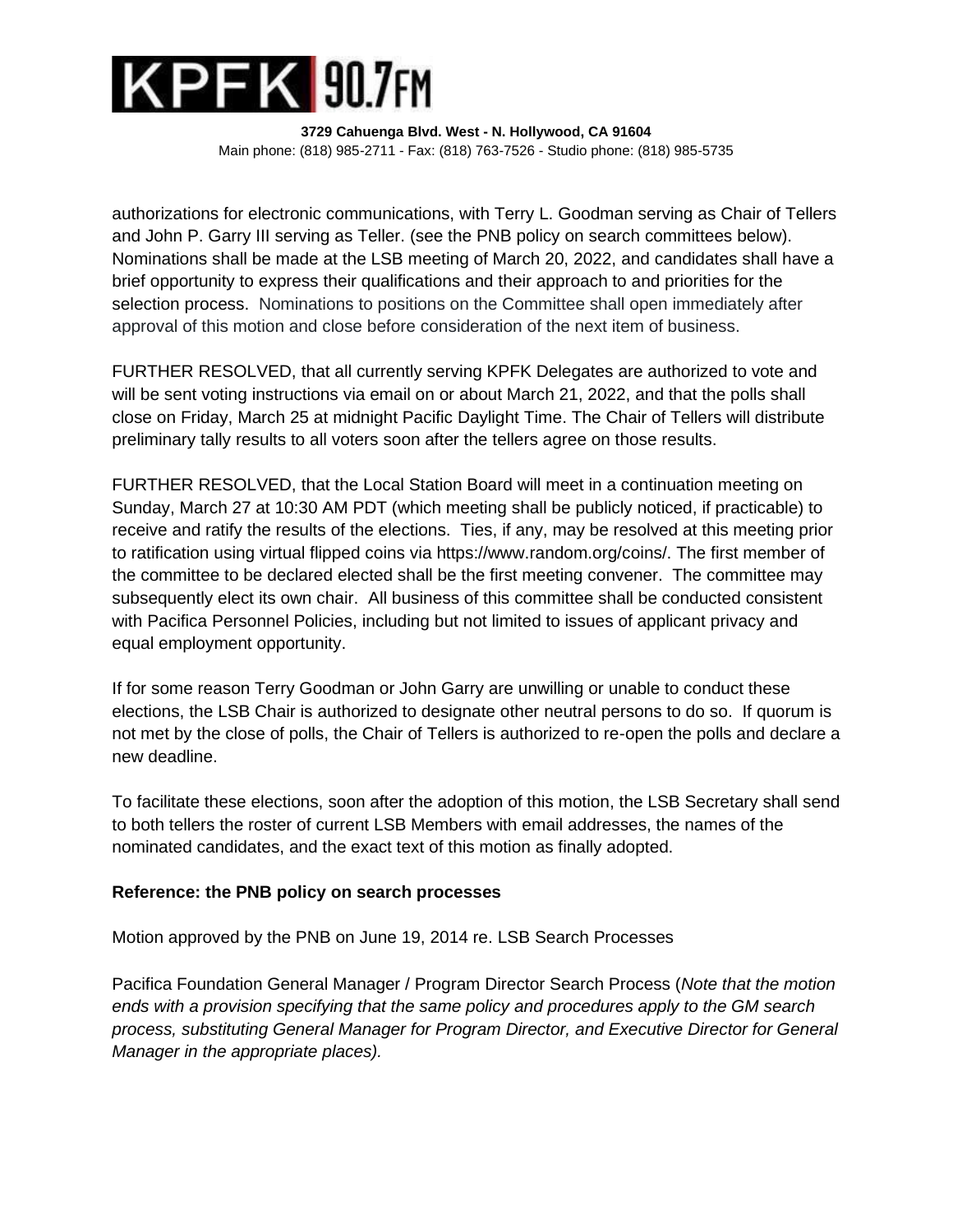authorizations for electronic communications, with Terry L. Goodman serving as Chair of Tellers and John P. Garry III serving as Teller. (see the PNB policy on search committees below). Nominations shall be made at the LSB meeting of March 20, 2022, and candidates shall have a brief opportunity to express their qualifications and their approach to and priorities for the selection process. Nominations to positions on the Committee shall open immediately after approval of this motion and close before consideration of the next item of business.

FURTHER RESOLVED, that all currently serving KPFK Delegates are authorized to vote and will be sent voting instructions via email on or about March 21, 2022, and that the polls shall close on Friday, March 25 at midnight Pacific Daylight Time. The Chair of Tellers will distribute preliminary tally results to all voters soon after the tellers agree on those results.

FURTHER RESOLVED, that the Local Station Board will meet in a continuation meeting on Sunday, March 27 at 10:30 AM PDT (which meeting shall be publicly noticed, if practicable) to receive and ratify the results of the elections. Ties, if any, may be resolved at this meeting prior to ratification using virtual flipped coins via https://www.random.org/coins/. The first member of the committee to be declared elected shall be the first meeting convener. The committee may subsequently elect its own chair. All business of this committee shall be conducted consistent with Pacifica Personnel Policies, including but not limited to issues of applicant privacy and equal employment opportunity.

If for some reason Terry Goodman or John Garry are unwilling or unable to conduct these elections, the LSB Chair is authorized to designate other neutral persons to do so. If quorum is not met by the close of polls, the Chair of Tellers is authorized to re-open the polls and declare a new deadline.

To facilitate these elections, soon after the adoption of this motion, the LSB Secretary shall send to both tellers the roster of current LSB Members with email addresses, the names of the nominated candidates, and the exact text of this motion as finally adopted.

**Reference: the PNB policy on search processes**

Motion approved by the PNB on June 19, 2014 re. LSB Search Processes

Pacifica Foundation General Manager / Program Director Search Process (*Note that the motion ends with a provision specifying that the same policy and procedures apply to the GM search process, substituting General Manager for Program Director, and Executive Director for General Manager in the appropriate places).*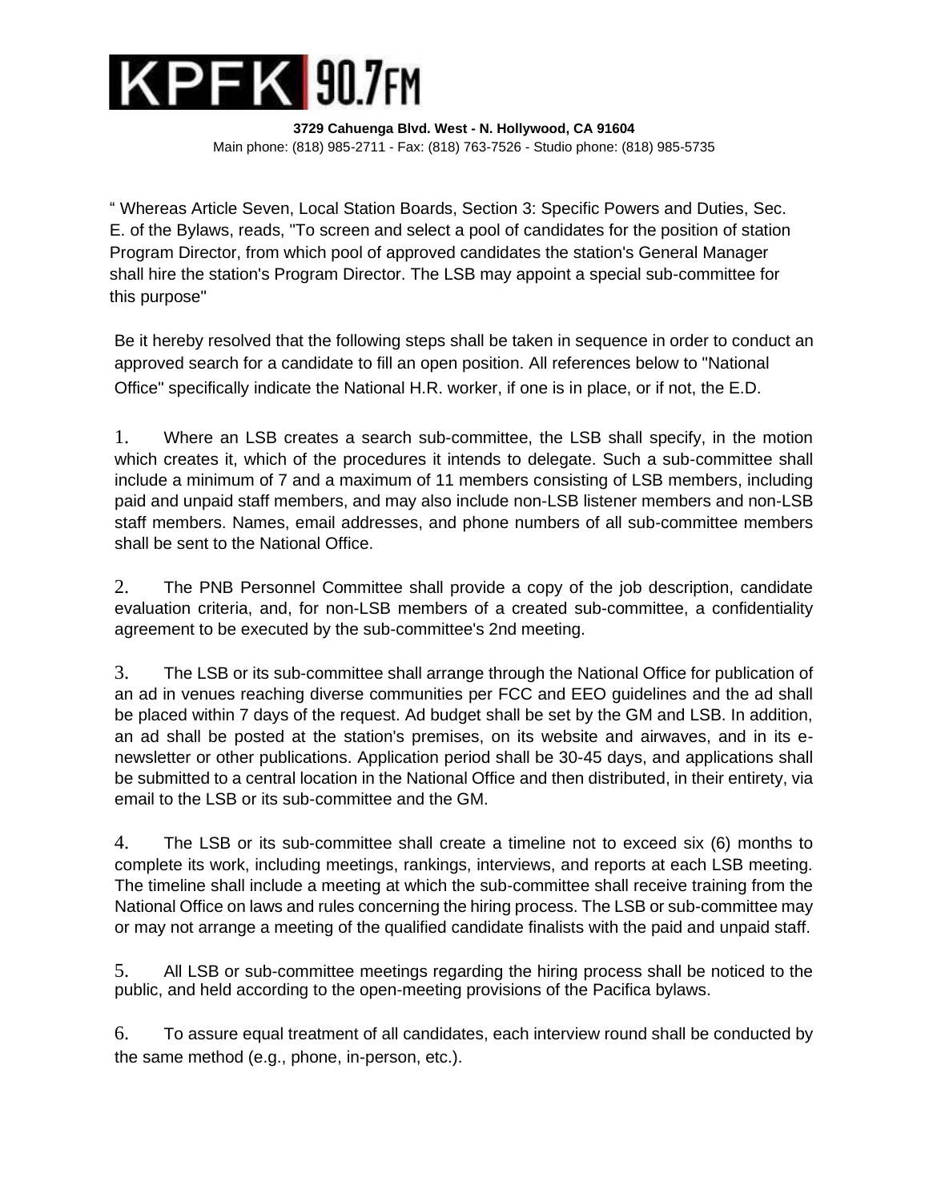**3729 Cahuenga Blvd. West - N. Hollywood, CA 91604**
Main phone: (818) 985-2711 - Fax: (818) 763-7526 - Studio phone: (818) 985-5735

" Whereas Article Seven, Local Station Boards, Section 3: Specific Powers and Duties, Sec. E. of the Bylaws, reads, "To screen and select a pool of candidates for the position of station Program Director, from which pool of approved candidates the station's General Manager shall hire the station's Program Director. The LSB may appoint a special sub-committee for this purpose"

Be it hereby resolved that the following steps shall be taken in sequence in order to conduct an approved search for a candidate to fill an open position. All references below to "National Office" specifically indicate the National H.R. worker, if one is in place, or if not, the E.D.

1. Where an LSB creates a search sub-committee, the LSB shall specify, in the motion which creates it, which of the procedures it intends to delegate. Such a sub-committee shall include a minimum of 7 and a maximum of 11 members consisting of LSB members, including paid and unpaid staff members, and may also include non-LSB listener members and non-LSB staff members. Names, email addresses, and phone numbers of all sub-committee members shall be sent to the National Office.

2. The PNB Personnel Committee shall provide a copy of the job description, candidate evaluation criteria, and, for non-LSB members of a created sub-committee, a confidentiality agreement to be executed by the sub-committee's 2nd meeting.

3. The LSB or its sub-committee shall arrange through the National Office for publication of an ad in venues reaching diverse communities per FCC and EEO guidelines and the ad shall be placed within 7 days of the request. Ad budget shall be set by the GM and LSB. In addition, an ad shall be posted at the station's premises, on its website and airwaves, and in its e-newsletter or other publications. Application period shall be 30-45 days, and applications shall be submitted to a central location in the National Office and then distributed, in their entirety, via email to the LSB or its sub-committee and the GM.

4. The LSB or its sub-committee shall create a timeline not to exceed six (6) months to complete its work, including meetings, rankings, interviews, and reports at each LSB meeting. The timeline shall include a meeting at which the sub-committee shall receive training from the National Office on laws and rules concerning the hiring process. The LSB or sub-committee may or may not arrange a meeting of the qualified candidate finalists with the paid and unpaid staff.

5. All LSB or sub-committee meetings regarding the hiring process shall be noticed to the public, and held according to the open-meeting provisions of the Pacifica bylaws.

6. To assure equal treatment of all candidates, each interview round shall be conducted by the same method (e.g., phone, in-person, etc.).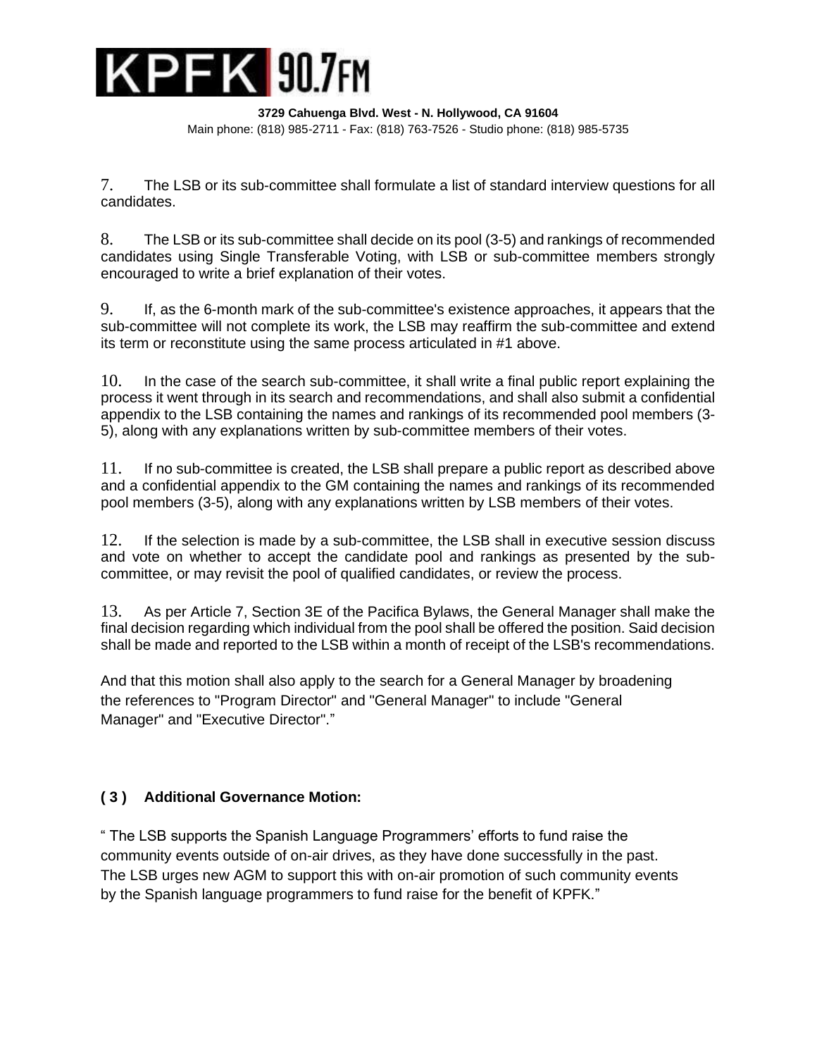7. The LSB or its sub-committee shall formulate a list of standard interview questions for all candidates.

8. The LSB or its sub-committee shall decide on its pool (3-5) and rankings of recommended candidates using Single Transferable Voting, with LSB or sub-committee members strongly encouraged to write a brief explanation of their votes.

9. If, as the 6-month mark of the sub-committee's existence approaches, it appears that the sub-committee will not complete its work, the LSB may reaffirm the sub-committee and extend its term or reconstitute using the same process articulated in #1 above.

10. In the case of the search sub-committee, it shall write a final public report explaining the process it went through in its search and recommendations, and shall also submit a confidential appendix to the LSB containing the names and rankings of its recommended pool members (3-5), along with any explanations written by sub-committee members of their votes.

11. If no sub-committee is created, the LSB shall prepare a public report as described above and a confidential appendix to the GM containing the names and rankings of its recommended pool members (3-5), along with any explanations written by LSB members of their votes.

12. If the selection is made by a sub-committee, the LSB shall in executive session discuss and vote on whether to accept the candidate pool and rankings as presented by the sub-committee, or may revisit the pool of qualified candidates, or review the process.

13. As per Article 7, Section 3E of the Pacifica Bylaws, the General Manager shall make the final decision regarding which individual from the pool shall be offered the position. Said decision shall be made and reported to the LSB within a month of receipt of the LSB's recommendations.

And that this motion shall also apply to the search for a General Manager by broadening the references to "Program Director" and "General Manager" to include "General Manager" and "Executive Director"."

### ( 3 ) Additional Governance Motion:

" The LSB supports the Spanish Language Programmers' efforts to fund raise the community events outside of on-air drives, as they have done successfully in the past. The LSB urges new AGM to support this with on-air promotion of such community events by the Spanish language programmers to fund raise for the benefit of KPFK."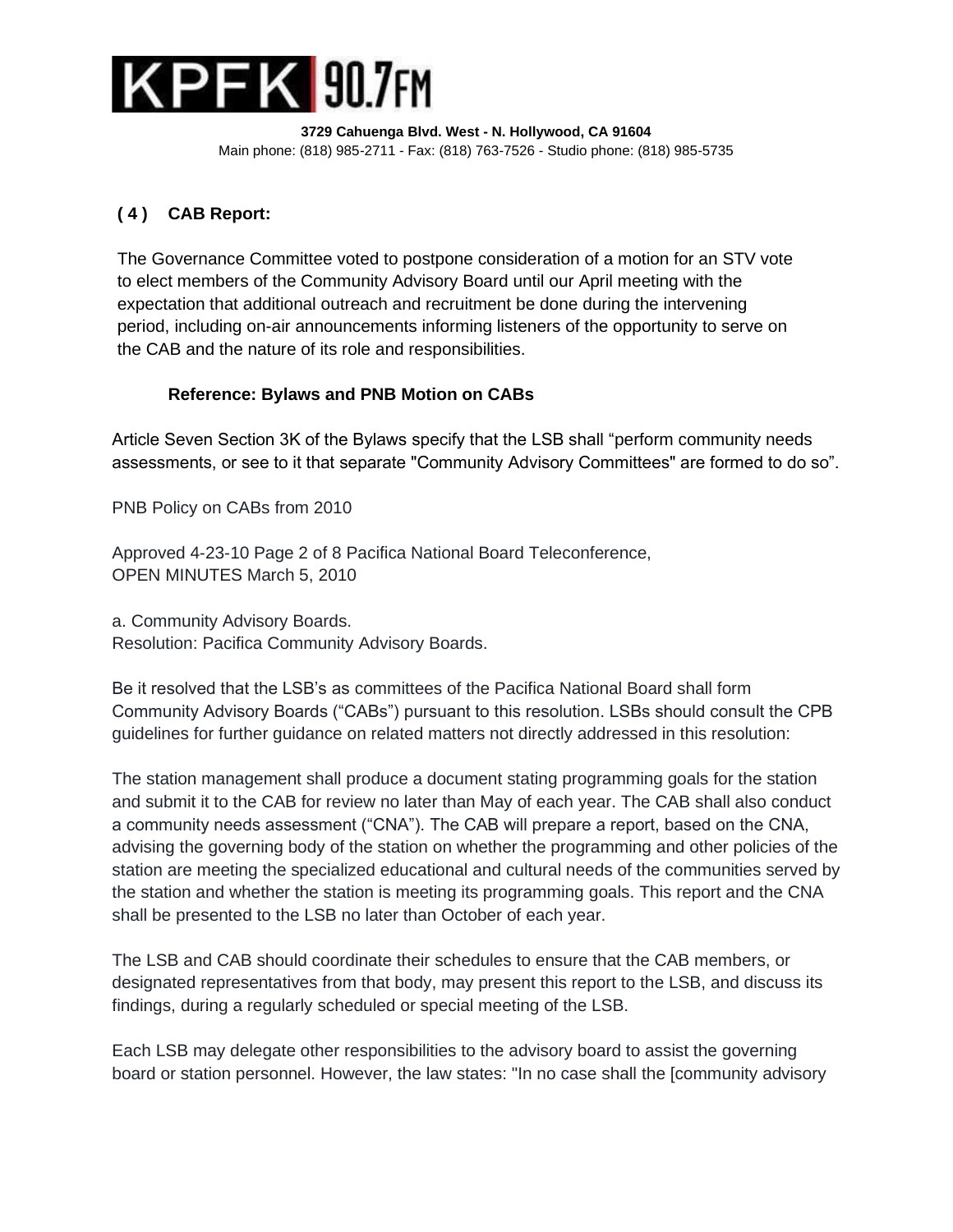**( 4 ) CAB Report:**

The Governance Committee voted to postpone consideration of a motion for an STV vote to elect members of the Community Advisory Board until our April meeting with the expectation that additional outreach and recruitment be done during the intervening period, including on-air announcements informing listeners of the opportunity to serve on the CAB and the nature of its role and responsibilities.

**Reference: Bylaws and PNB Motion on CABs**

Article Seven Section 3K of the Bylaws specify that the LSB shall "perform community needs assessments, or see to it that separate "Community Advisory Committees" are formed to do so".

PNB Policy on CABs from 2010

Approved 4-23-10 Page 2 of 8 Pacifica National Board Teleconference,
OPEN MINUTES March 5, 2010

a. Community Advisory Boards.
Resolution: Pacifica Community Advisory Boards.

Be it resolved that the LSB's as committees of the Pacifica National Board shall form Community Advisory Boards ("CABs") pursuant to this resolution. LSBs should consult the CPB guidelines for further guidance on related matters not directly addressed in this resolution:

The station management shall produce a document stating programming goals for the station and submit it to the CAB for review no later than May of each year. The CAB shall also conduct a community needs assessment ("CNA"). The CAB will prepare a report, based on the CNA, advising the governing body of the station on whether the programming and other policies of the station are meeting the specialized educational and cultural needs of the communities served by the station and whether the station is meeting its programming goals. This report and the CNA shall be presented to the LSB no later than October of each year.

The LSB and CAB should coordinate their schedules to ensure that the CAB members, or designated representatives from that body, may present this report to the LSB, and discuss its findings, during a regularly scheduled or special meeting of the LSB.

Each LSB may delegate other responsibilities to the advisory board to assist the governing board or station personnel. However, the law states: "In no case shall the [community advisory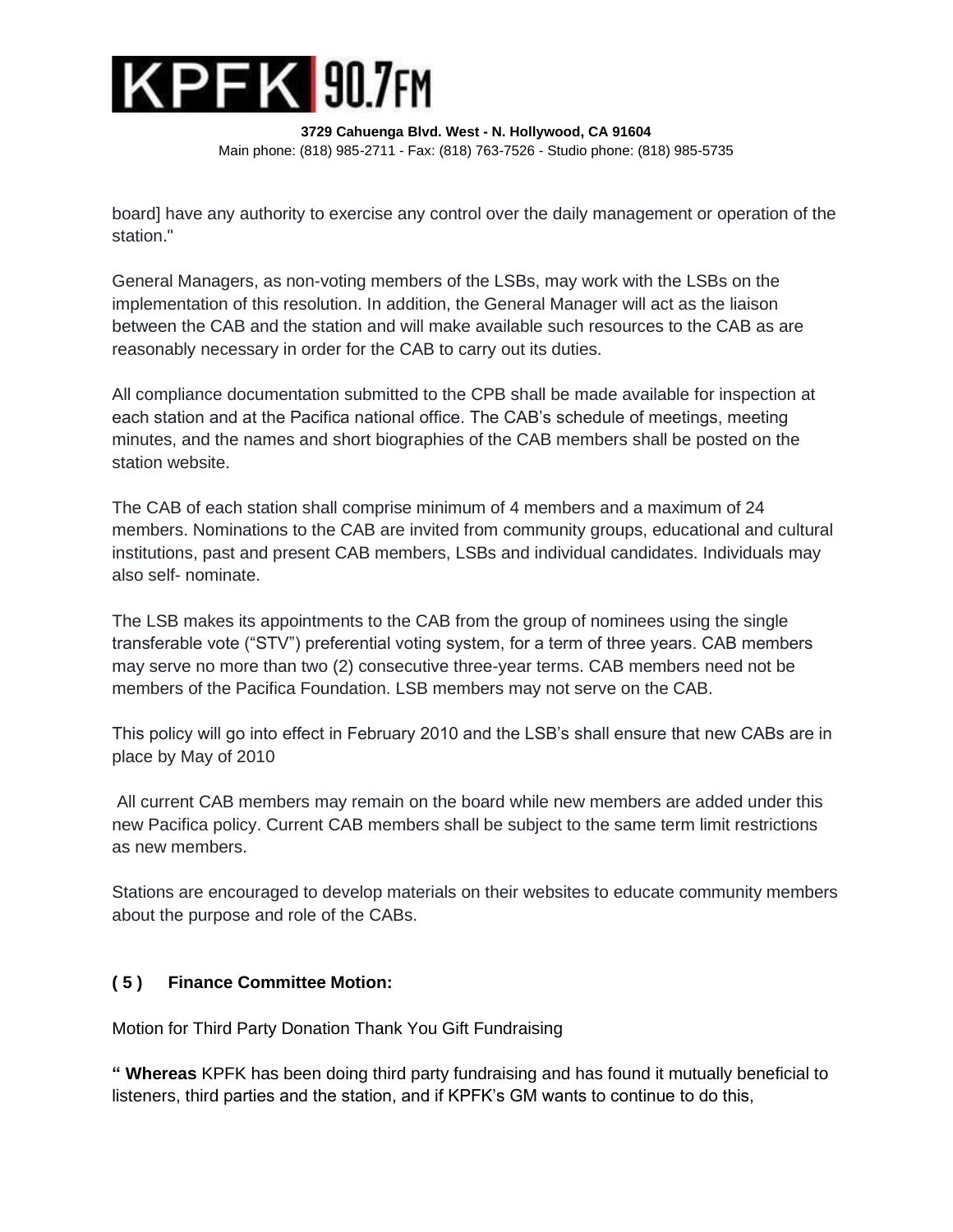board] have any authority to exercise any control over the daily management or operation of the station."

General Managers, as non-voting members of the LSBs, may work with the LSBs on the implementation of this resolution. In addition, the General Manager will act as the liaison between the CAB and the station and will make available such resources to the CAB as are reasonably necessary in order for the CAB to carry out its duties.

All compliance documentation submitted to the CPB shall be made available for inspection at each station and at the Pacifica national office. The CAB's schedule of meetings, meeting minutes, and the names and short biographies of the CAB members shall be posted on the station website.

The CAB of each station shall comprise minimum of 4 members and a maximum of 24 members. Nominations to the CAB are invited from community groups, educational and cultural institutions, past and present CAB members, LSBs and individual candidates. Individuals may also self- nominate.

The LSB makes its appointments to the CAB from the group of nominees using the single transferable vote ("STV") preferential voting system, for a term of three years. CAB members may serve no more than two (2) consecutive three-year terms. CAB members need not be members of the Pacifica Foundation. LSB members may not serve on the CAB.

This policy will go into effect in February 2010 and the LSB's shall ensure that new CABs are in place by May of 2010

All current CAB members may remain on the board while new members are added under this new Pacifica policy. Current CAB members shall be subject to the same term limit restrictions as new members.

Stations are encouraged to develop materials on their websites to educate community members about the purpose and role of the CABs.

**( 5 )   Finance Committee Motion:**

Motion for Third Party Donation Thank You Gift Fundraising

**" Whereas** KPFK has been doing third party fundraising and has found it mutually beneficial to listeners, third parties and the station, and if KPFK's GM wants to continue to do this,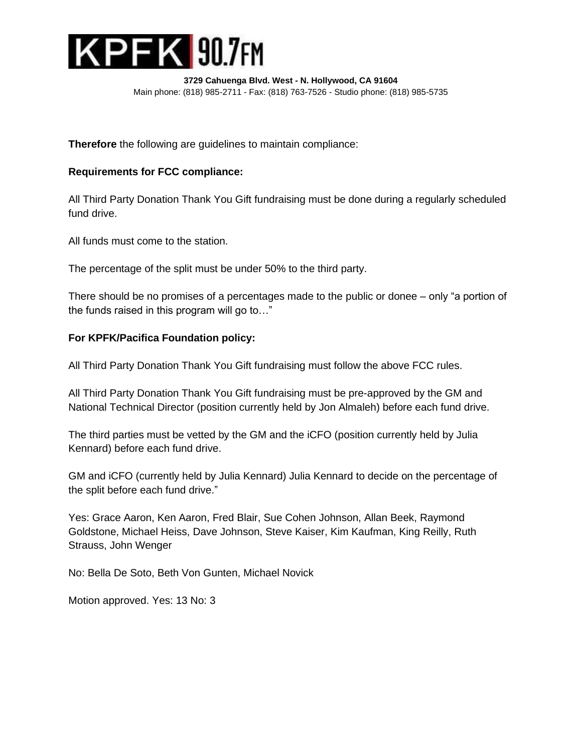**Therefore** the following are guidelines to maintain compliance:

**Requirements for FCC compliance:**

All Third Party Donation Thank You Gift fundraising must be done during a regularly scheduled fund drive.

All funds must come to the station.

The percentage of the split must be under 50% to the third party.

There should be no promises of a percentages made to the public or donee – only "a portion of the funds raised in this program will go to…"

**For KPFK/Pacifica Foundation policy:**

All Third Party Donation Thank You Gift fundraising must follow the above FCC rules.

All Third Party Donation Thank You Gift fundraising must be pre-approved by the GM and National Technical Director (position currently held by Jon Almaleh) before each fund drive.

The third parties must be vetted by the GM and the iCFO (position currently held by Julia Kennard) before each fund drive.

GM and iCFO (currently held by Julia Kennard) Julia Kennard to decide on the percentage of the split before each fund drive."

Yes: Grace Aaron, Ken Aaron, Fred Blair, Sue Cohen Johnson, Allan Beek, Raymond Goldstone, Michael Heiss, Dave Johnson, Steve Kaiser, Kim Kaufman, King Reilly, Ruth Strauss, John Wenger

No: Bella De Soto, Beth Von Gunten, Michael Novick

Motion approved. Yes: 13 No: 3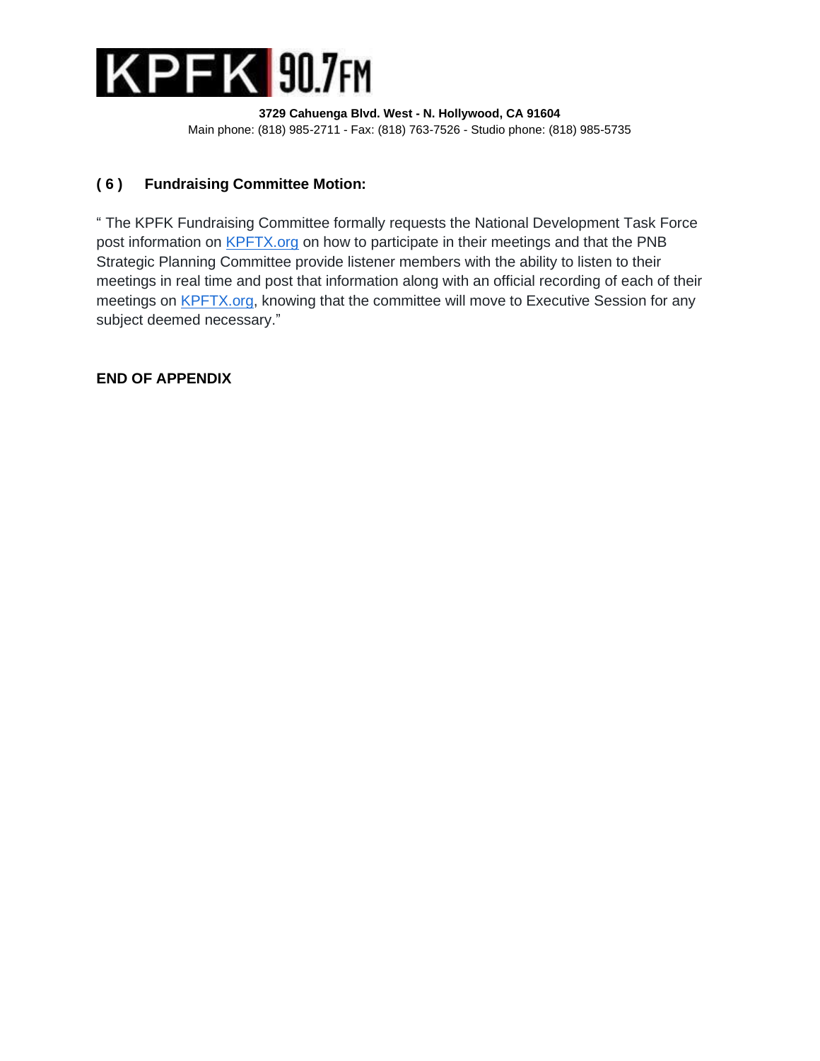KPFK 90.7FM

**3729 Cahuenga Blvd. West - N. Hollywood, CA 91604**

Main phone: (818) 985-2711 - Fax: (818) 763-7526 - Studio phone: (818) 985-5735

### ( 6 ) Fundraising Committee Motion:

" The KPFK Fundraising Committee formally requests the National Development Task Force post information on [KPFTX.org](KPFTX.org) on how to participate in their meetings and that the PNB Strategic Planning Committee provide listener members with the ability to listen to their meetings in real time and post that information along with an official recording of each of their meetings on [KPFTX.org](KPFTX.org), knowing that the committee will move to Executive Session for any subject deemed necessary."

**END OF APPENDIX**